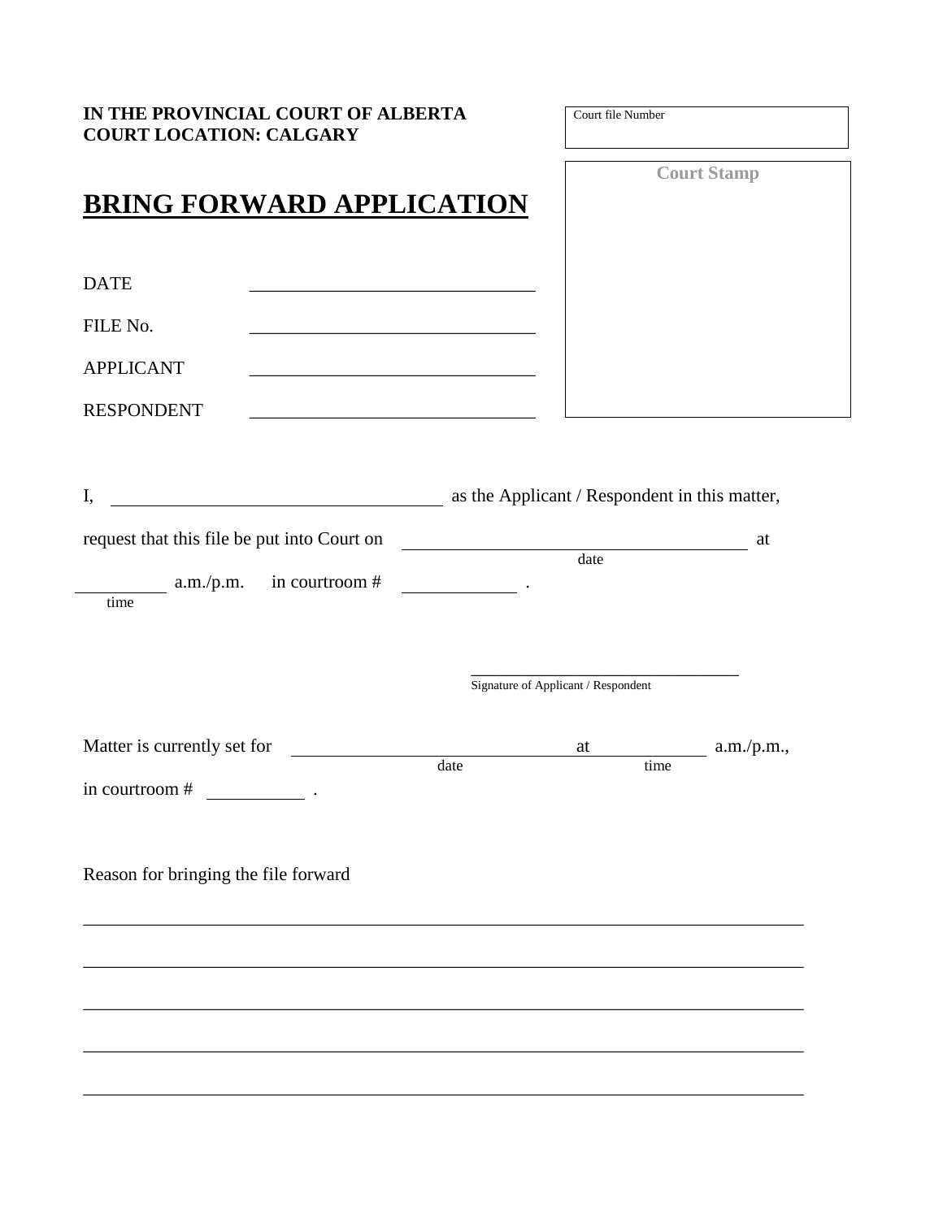**IN THE PROVINCIAL COURT OF ALBERTA**
**COURT LOCATION: CALGARY**

Court file Number

Court Stamp

# BRING FORWARD APPLICATION

DATE ______________________________

FILE No. ______________________________

APPLICANT ______________________________

RESPONDENT ______________________________

I, ______________________________ as the Applicant / Respondent in this matter,

request that this file be put into Court on ______________________________ at
date

__________ a.m./p.m. in courtroom # __________ .
time

______________________________
Signature of Applicant / Respondent

Matter is currently set for ______________________________ at __________ a.m./p.m.,
date time

in courtroom # __________ .

Reason for bringing the file forward

______________________________________________________________________________

______________________________________________________________________________

______________________________________________________________________________

______________________________________________________________________________

______________________________________________________________________________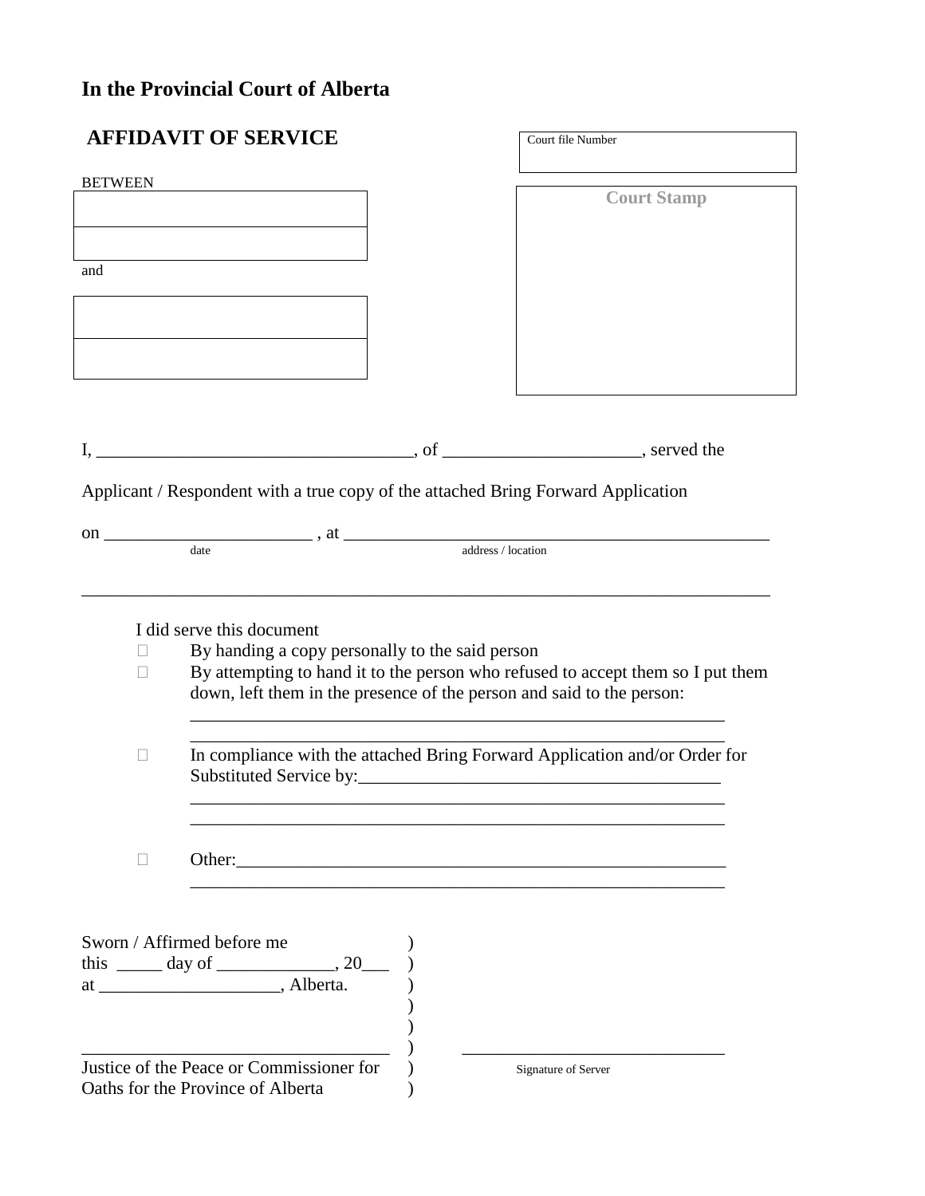# In the Provincial Court of Alberta

## AFFIDAVIT OF SERVICE

Court file Number

BETWEEN

| |
|---|
| |
| |

and

| |
|---|
| |
| |

Court Stamp

I, ___________________________________, of _____________________, served the

Applicant / Respondent with a true copy of the attached Bring Forward Application

on _______________________ , at ________________________________________________

date address / location

______________________________________________________________________________

I did serve this document

- ☐ By handing a copy personally to the said person
- ☐ By attempting to hand it to the person who refused to accept them so I put them down, left them in the presence of the person and said to the person:
  ____________________________________________________________
  ____________________________________________________________
- ☐ In compliance with the attached Bring Forward Application and/or Order for Substituted Service by:_______________________________________
  ____________________________________________________________
  ____________________________________________________________
- ☐ Other:________________________________________________________
  ____________________________________________________________

Sworn / Affirmed before me )
this _____ day of _____________, 20___ )
at ____________________, Alberta. )
)
)
__________________________________ ) ____________________________
Justice of the Peace or Commissioner for ) Signature of Server
Oaths for the Province of Alberta )